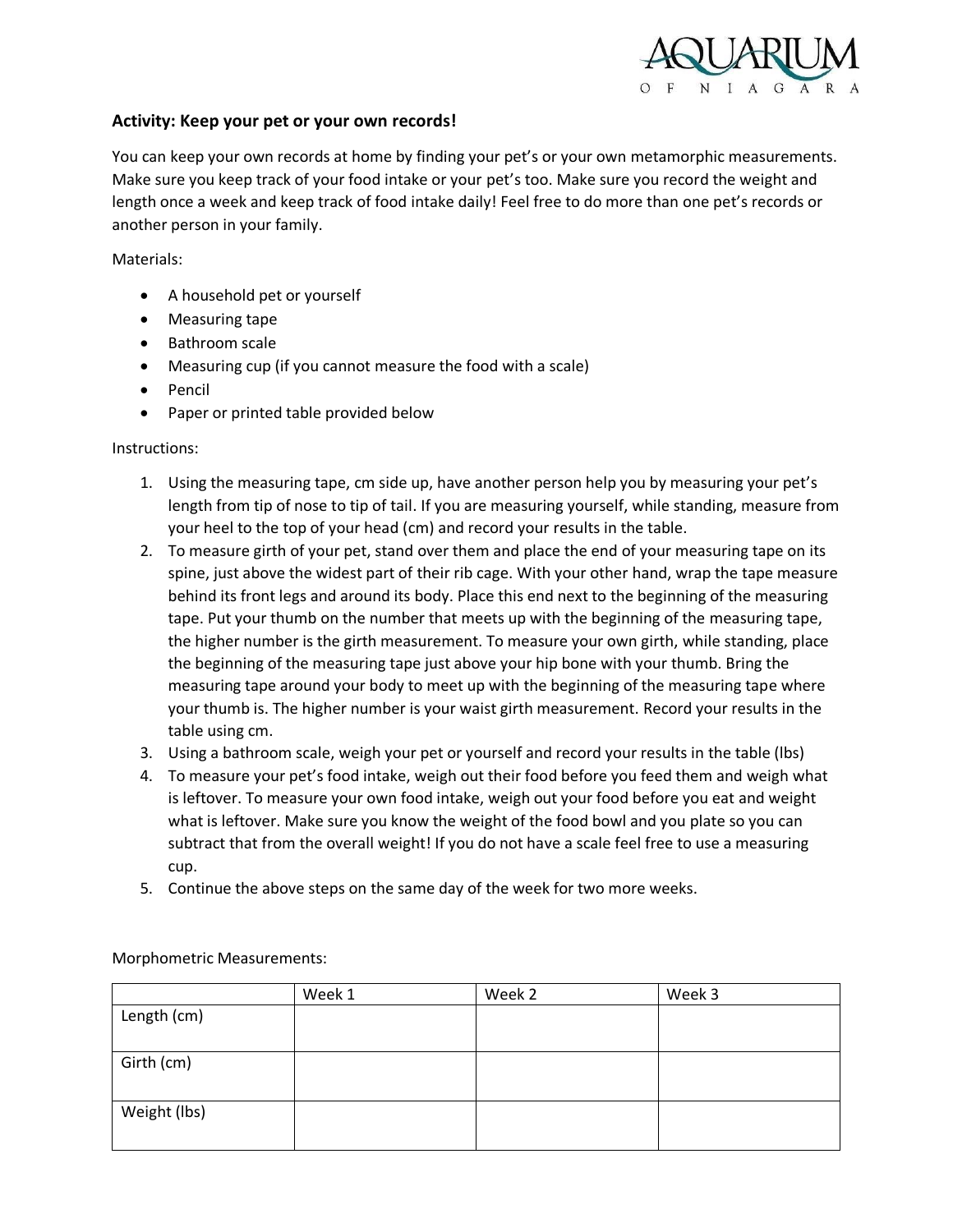### Activity: Keep your pet or your own records!

You can keep your own records at home by finding your pet's or your own metamorphic measurements. Make sure you keep track of your food intake or your pet's too. Make sure you record the weight and length once a week and keep track of food intake daily! Feel free to do more than one pet's records or another person in your family.

Materials:

- A household pet or yourself
- Measuring tape
- Bathroom scale
- Measuring cup (if you cannot measure the food with a scale)
- Pencil
- Paper or printed table provided below

Instructions:

1. Using the measuring tape, cm side up, have another person help you by measuring your pet's length from tip of nose to tip of tail. If you are measuring yourself, while standing, measure from your heel to the top of your head (cm) and record your results in the table.
2. To measure girth of your pet, stand over them and place the end of your measuring tape on its spine, just above the widest part of their rib cage. With your other hand, wrap the tape measure behind its front legs and around its body. Place this end next to the beginning of the measuring tape. Put your thumb on the number that meets up with the beginning of the measuring tape, the higher number is the girth measurement. To measure your own girth, while standing, place the beginning of the measuring tape just above your hip bone with your thumb. Bring the measuring tape around your body to meet up with the beginning of the measuring tape where your thumb is. The higher number is your waist girth measurement. Record your results in the table using cm.
3. Using a bathroom scale, weigh your pet or yourself and record your results in the table (lbs)
4. To measure your pet's food intake, weigh out their food before you feed them and weigh what is leftover. To measure your own food intake, weigh out your food before you eat and weight what is leftover. Make sure you know the weight of the food bowl and you plate so you can subtract that from the overall weight! If you do not have a scale feel free to use a measuring cup.
5. Continue the above steps on the same day of the week for two more weeks.

Morphometric Measurements:

| | Week 1 | Week 2 | Week 3 |
|---|---|---|---|
| Length (cm) | | | |
| Girth (cm) | | | |
| Weight (lbs) | | | |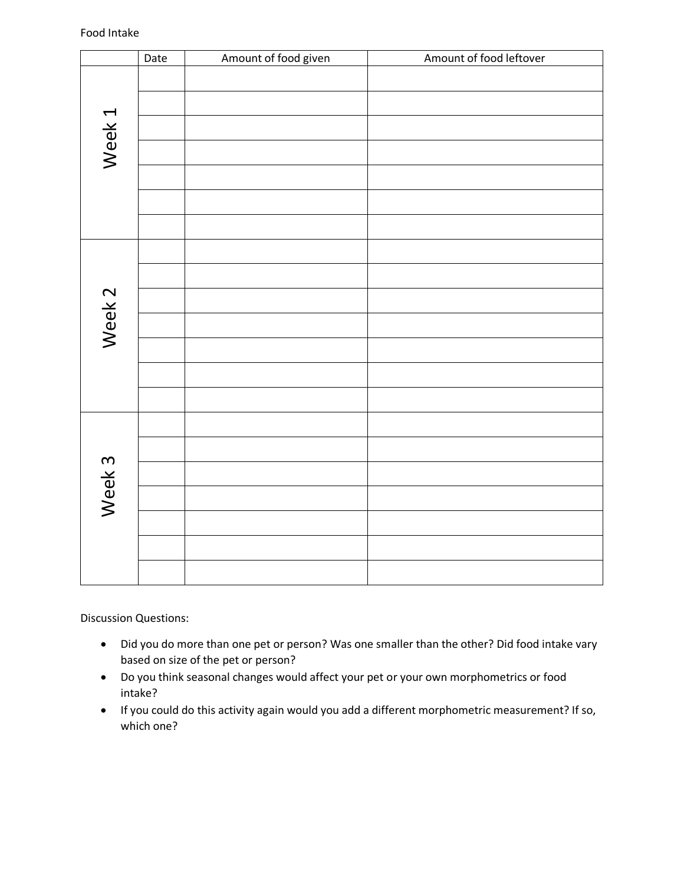Food Intake

| | Date | Amount of food given | Amount of food leftover |
|---|---|---|---|
| Week 1 | | | |
| | | | |
| | | | |
| | | | |
| | | | |
| | | | |
| | | | |
| Week 2 | | | |
| | | | |
| | | | |
| | | | |
| | | | |
| | | | |
| | | | |
| Week 3 | | | |
| | | | |
| | | | |
| | | | |
| | | | |
| | | | |
| | | | |

Discussion Questions:

- Did you do more than one pet or person? Was one smaller than the other? Did food intake vary based on size of the pet or person?
- Do you think seasonal changes would affect your pet or your own morphometrics or food intake?
- If you could do this activity again would you add a different morphometric measurement? If so, which one?